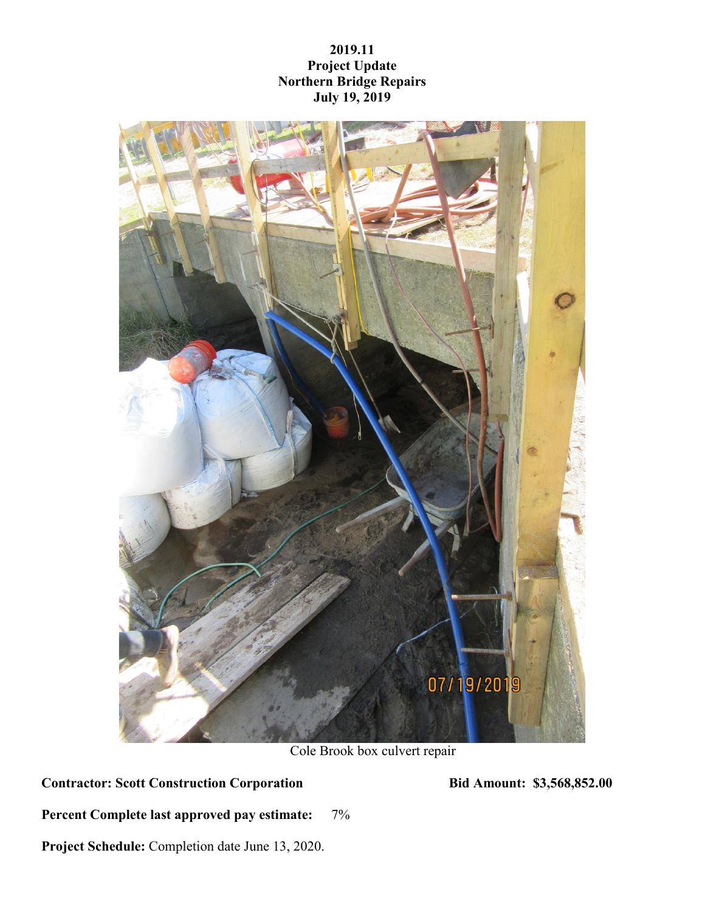**2019.11**
**Project Update**
**Northern Bridge Repairs**
**July 19, 2019**

Cole Brook box culvert repair

**Contractor: Scott Construction Corporation** **Bid Amount: $3,568,852.00**

**Percent Complete last approved pay estimate:** 7%

**Project Schedule:** Completion date June 13, 2020.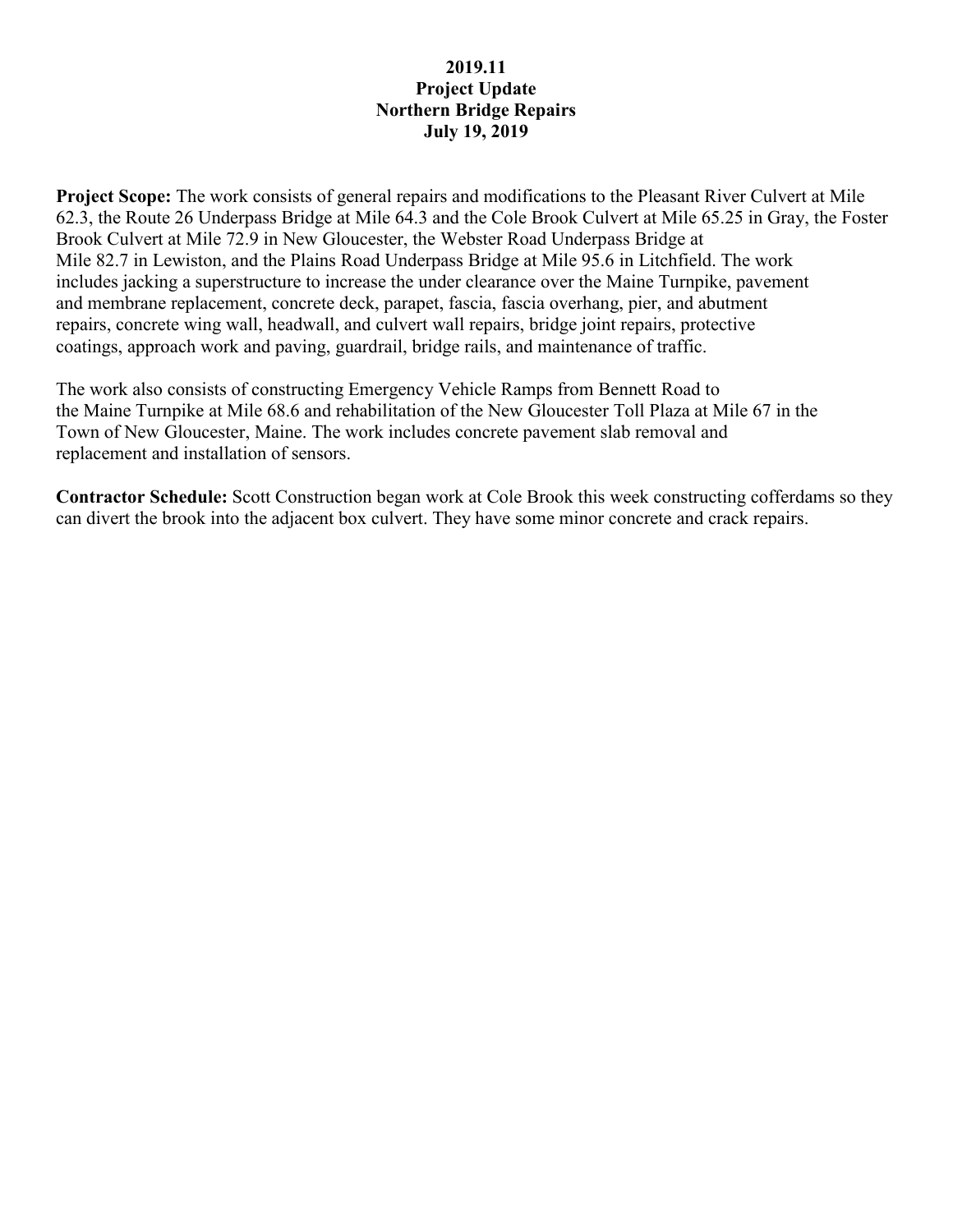**2019.11**
**Project Update**
**Northern Bridge Repairs**
**July 19, 2019**

**Project Scope:** The work consists of general repairs and modifications to the Pleasant River Culvert at Mile 62.3, the Route 26 Underpass Bridge at Mile 64.3 and the Cole Brook Culvert at Mile 65.25 in Gray, the Foster Brook Culvert at Mile 72.9 in New Gloucester, the Webster Road Underpass Bridge at Mile 82.7 in Lewiston, and the Plains Road Underpass Bridge at Mile 95.6 in Litchfield. The work includes jacking a superstructure to increase the under clearance over the Maine Turnpike, pavement and membrane replacement, concrete deck, parapet, fascia, fascia overhang, pier, and abutment repairs, concrete wing wall, headwall, and culvert wall repairs, bridge joint repairs, protective coatings, approach work and paving, guardrail, bridge rails, and maintenance of traffic.

The work also consists of constructing Emergency Vehicle Ramps from Bennett Road to the Maine Turnpike at Mile 68.6 and rehabilitation of the New Gloucester Toll Plaza at Mile 67 in the Town of New Gloucester, Maine. The work includes concrete pavement slab removal and replacement and installation of sensors.

**Contractor Schedule:** Scott Construction began work at Cole Brook this week constructing cofferdams so they can divert the brook into the adjacent box culvert. They have some minor concrete and crack repairs.